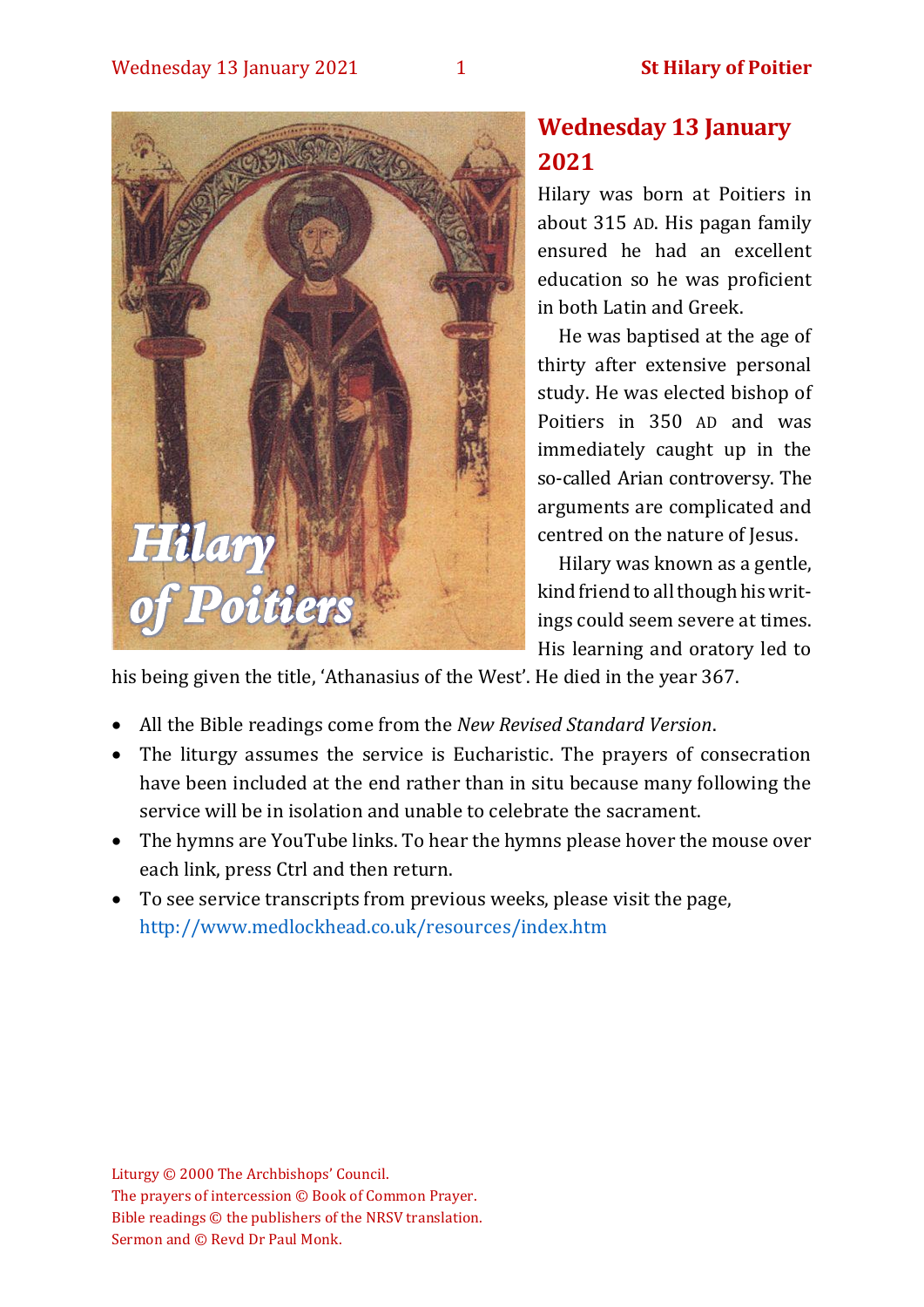# Wednesday 13 January 2021

Hilary was born at Poitiers in about 315 AD. His pagan family ensured he had an excellent education so he was proficient in both Latin and Greek.

He was baptised at the age of thirty after extensive personal study. He was elected bishop of Poitiers in 350 AD and was immediately caught up in the so-called Arian controversy. The arguments are complicated and centred on the nature of Jesus.

Hilary was known as a gentle, kind friend to all though his writings could seem severe at times. His learning and oratory led to his being given the title, 'Athanasius of the West'. He died in the year 367.

- All the Bible readings come from the *New Revised Standard Version*.
- The liturgy assumes the service is Eucharistic. The prayers of consecration have been included at the end rather than in situ because many following the service will be in isolation and unable to celebrate the sacrament.
- The hymns are YouTube links. To hear the hymns please hover the mouse over each link, press Ctrl and then return.
- To see service transcripts from previous weeks, please visit the page, http://www.medlockhead.co.uk/resources/index.htm

Liturgy © 2000 The Archbishops' Council.
The prayers of intercession © Book of Common Prayer.
Bible readings © the publishers of the NRSV translation.
Sermon and © Revd Dr Paul Monk.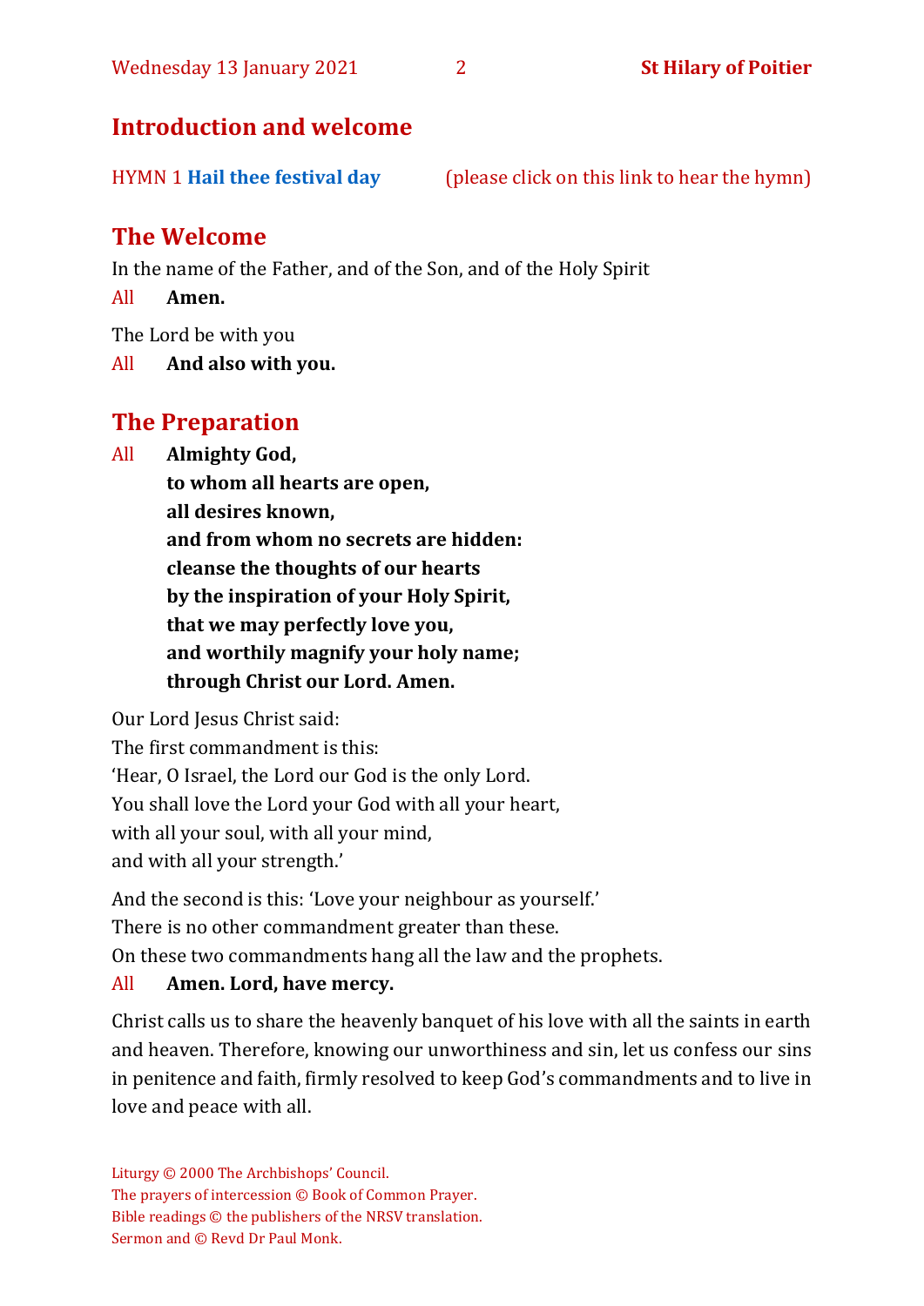## Introduction and welcome

HYMN 1 **Hail thee festival day** (please click on this link to hear the hymn)

## The Welcome

In the name of the Father, and of the Son, and of the Holy Spirit

All **Amen.**

The Lord be with you

All **And also with you.**

## The Preparation

All **Almighty God,**
**to whom all hearts are open,**
**all desires known,**
**and from whom no secrets are hidden:**
**cleanse the thoughts of our hearts**
**by the inspiration of your Holy Spirit,**
**that we may perfectly love you,**
**and worthily magnify your holy name;**
**through Christ our Lord. Amen.**

Our Lord Jesus Christ said:
The first commandment is this:
'Hear, O Israel, the Lord our God is the only Lord.
You shall love the Lord your God with all your heart,
with all your soul, with all your mind,
and with all your strength.'

And the second is this: 'Love your neighbour as yourself.'
There is no other commandment greater than these.
On these two commandments hang all the law and the prophets.

All **Amen. Lord, have mercy.**

Christ calls us to share the heavenly banquet of his love with all the saints in earth and heaven. Therefore, knowing our unworthiness and sin, let us confess our sins in penitence and faith, firmly resolved to keep God's commandments and to live in love and peace with all.

Liturgy © 2000 The Archbishops' Council.
The prayers of intercession © Book of Common Prayer.
Bible readings © the publishers of the NRSV translation.
Sermon and © Revd Dr Paul Monk.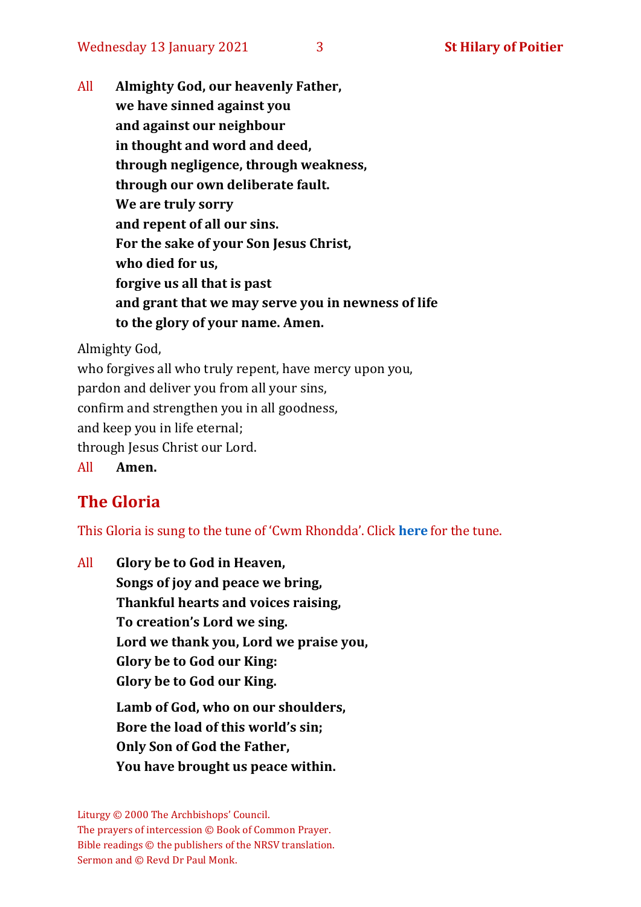All **Almighty God, our heavenly Father,**
**we have sinned against you**
**and against our neighbour**
**in thought and word and deed,**
**through negligence, through weakness,**
**through our own deliberate fault.**
**We are truly sorry**
**and repent of all our sins.**
**For the sake of your Son Jesus Christ,**
**who died for us,**
**forgive us all that is past**
**and grant that we may serve you in newness of life**
**to the glory of your name. Amen.**

Almighty God,
who forgives all who truly repent, have mercy upon you,
pardon and deliver you from all your sins,
confirm and strengthen you in all goodness,
and keep you in life eternal;
through Jesus Christ our Lord.

All **Amen.**

## The Gloria

This Gloria is sung to the tune of 'Cwm Rhondda'. Click **here** for the tune.

All **Glory be to God in Heaven,**
**Songs of joy and peace we bring,**
**Thankful hearts and voices raising,**
**To creation's Lord we sing.**
**Lord we thank you, Lord we praise you,**
**Glory be to God our King:**
**Glory be to God our King.**

**Lamb of God, who on our shoulders,**
**Bore the load of this world's sin;**
**Only Son of God the Father,**
**You have brought us peace within.**

Liturgy © 2000 The Archbishops' Council.
The prayers of intercession © Book of Common Prayer.
Bible readings © the publishers of the NRSV translation.
Sermon and © Revd Dr Paul Monk.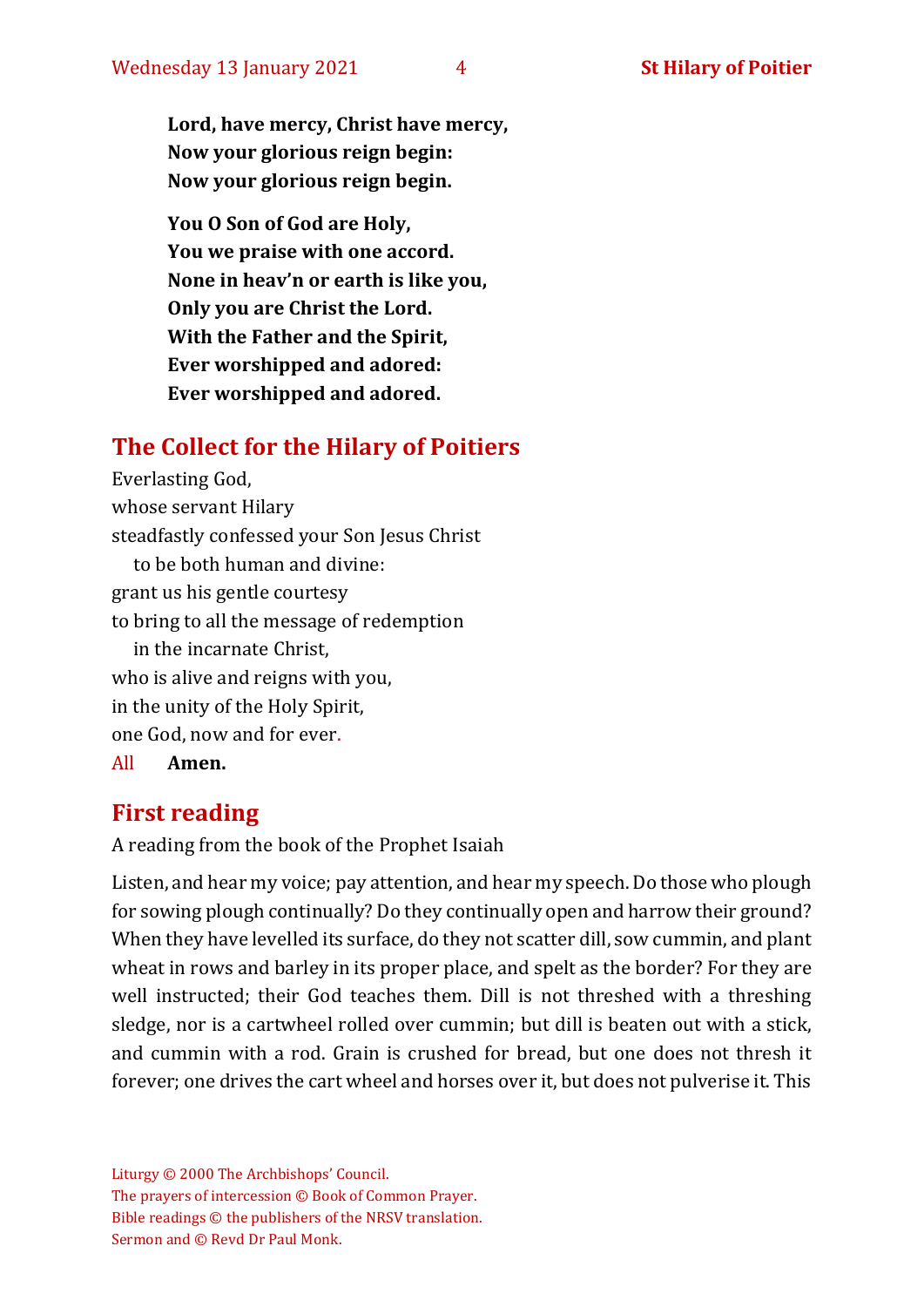**Lord, have mercy, Christ have mercy,**
**Now your glorious reign begin:**
**Now your glorious reign begin.**

**You O Son of God are Holy,**
**You we praise with one accord.**
**None in heav'n or earth is like you,**
**Only you are Christ the Lord.**
**With the Father and the Spirit,**
**Ever worshipped and adored:**
**Ever worshipped and adored.**

## The Collect for the Hilary of Poitiers

Everlasting God,
whose servant Hilary
steadfastly confessed your Son Jesus Christ
  to be both human and divine:
grant us his gentle courtesy
to bring to all the message of redemption
  in the incarnate Christ,
who is alive and reigns with you,
in the unity of the Holy Spirit,
one God, now and for ever.

All **Amen.**

## First reading

A reading from the book of the Prophet Isaiah

Listen, and hear my voice; pay attention, and hear my speech. Do those who plough for sowing plough continually? Do they continually open and harrow their ground? When they have levelled its surface, do they not scatter dill, sow cummin, and plant wheat in rows and barley in its proper place, and spelt as the border? For they are well instructed; their God teaches them. Dill is not threshed with a threshing sledge, nor is a cartwheel rolled over cummin; but dill is beaten out with a stick, and cummin with a rod. Grain is crushed for bread, but one does not thresh it forever; one drives the cart wheel and horses over it, but does not pulverise it. This

Liturgy © 2000 The Archbishops' Council.
The prayers of intercession © Book of Common Prayer.
Bible readings © the publishers of the NRSV translation.
Sermon and © Revd Dr Paul Monk.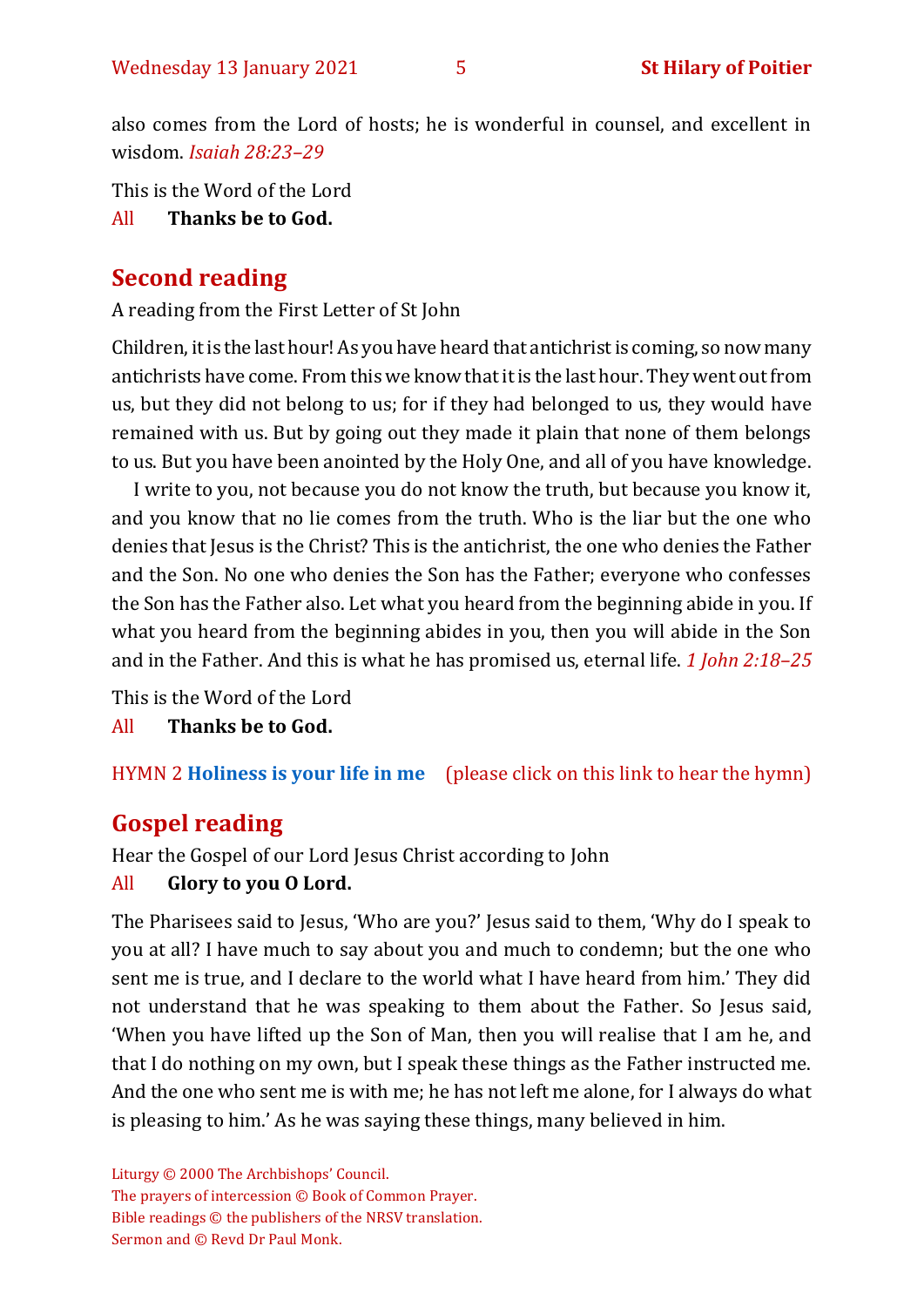also comes from the Lord of hosts; he is wonderful in counsel, and excellent in wisdom. *Isaiah 28:23–29*

This is the Word of the Lord

All **Thanks be to God.**

## Second reading

A reading from the First Letter of St John

Children, it is the last hour! As you have heard that antichrist is coming, so now many antichrists have come. From this we know that it is the last hour. They went out from us, but they did not belong to us; for if they had belonged to us, they would have remained with us. But by going out they made it plain that none of them belongs to us. But you have been anointed by the Holy One, and all of you have knowledge.

I write to you, not because you do not know the truth, but because you know it, and you know that no lie comes from the truth. Who is the liar but the one who denies that Jesus is the Christ? This is the antichrist, the one who denies the Father and the Son. No one who denies the Son has the Father; everyone who confesses the Son has the Father also. Let what you heard from the beginning abide in you. If what you heard from the beginning abides in you, then you will abide in the Son and in the Father. And this is what he has promised us, eternal life. *1 John 2:18–25*

This is the Word of the Lord

All **Thanks be to God.**

HYMN 2 **Holiness is your life in me** (please click on this link to hear the hymn)

## Gospel reading

Hear the Gospel of our Lord Jesus Christ according to John

All **Glory to you O Lord.**

The Pharisees said to Jesus, 'Who are you?' Jesus said to them, 'Why do I speak to you at all? I have much to say about you and much to condemn; but the one who sent me is true, and I declare to the world what I have heard from him.' They did not understand that he was speaking to them about the Father. So Jesus said, 'When you have lifted up the Son of Man, then you will realise that I am he, and that I do nothing on my own, but I speak these things as the Father instructed me. And the one who sent me is with me; he has not left me alone, for I always do what is pleasing to him.' As he was saying these things, many believed in him.

Liturgy © 2000 The Archbishops' Council.
The prayers of intercession © Book of Common Prayer.
Bible readings © the publishers of the NRSV translation.
Sermon and © Revd Dr Paul Monk.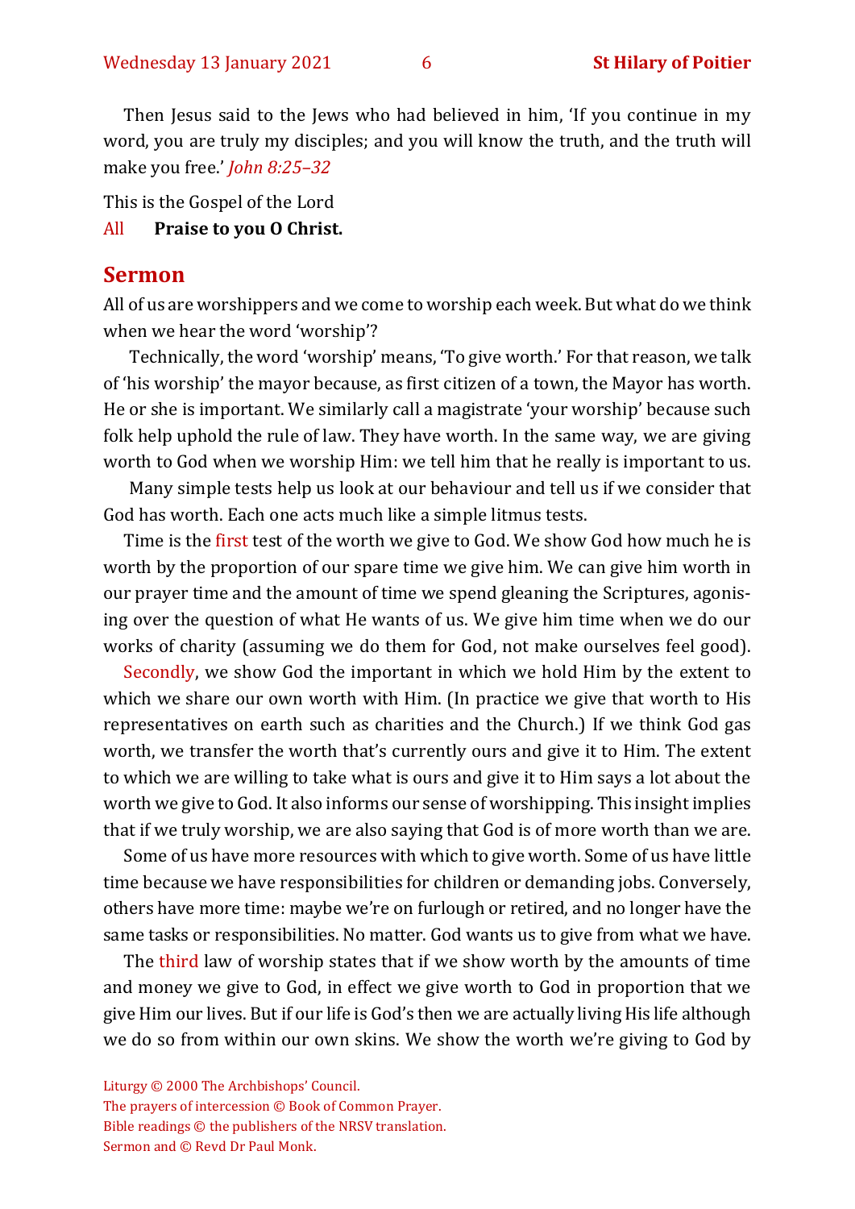Then Jesus said to the Jews who had believed in him, 'If you continue in my word, you are truly my disciples; and you will know the truth, and the truth will make you free.' *John 8:25–32*

This is the Gospel of the Lord

All **Praise to you O Christ.**

## Sermon

All of us are worshippers and we come to worship each week. But what do we think when we hear the word 'worship'?

Technically, the word 'worship' means, 'To give worth.' For that reason, we talk of 'his worship' the mayor because, as first citizen of a town, the Mayor has worth. He or she is important. We similarly call a magistrate 'your worship' because such folk help uphold the rule of law. They have worth. In the same way, we are giving worth to God when we worship Him: we tell him that he really is important to us.

Many simple tests help us look at our behaviour and tell us if we consider that God has worth. Each one acts much like a simple litmus tests.

Time is the first test of the worth we give to God. We show God how much he is worth by the proportion of our spare time we give him. We can give him worth in our prayer time and the amount of time we spend gleaning the Scriptures, agonising over the question of what He wants of us. We give him time when we do our works of charity (assuming we do them for God, not make ourselves feel good).

Secondly, we show God the important in which we hold Him by the extent to which we share our own worth with Him. (In practice we give that worth to His representatives on earth such as charities and the Church.) If we think God gas worth, we transfer the worth that's currently ours and give it to Him. The extent to which we are willing to take what is ours and give it to Him says a lot about the worth we give to God. It also informs our sense of worshipping. This insight implies that if we truly worship, we are also saying that God is of more worth than we are.

Some of us have more resources with which to give worth. Some of us have little time because we have responsibilities for children or demanding jobs. Conversely, others have more time: maybe we're on furlough or retired, and no longer have the same tasks or responsibilities. No matter. God wants us to give from what we have.

The third law of worship states that if we show worth by the amounts of time and money we give to God, in effect we give worth to God in proportion that we give Him our lives. But if our life is God's then we are actually living His life although we do so from within our own skins. We show the worth we're giving to God by

Liturgy © 2000 The Archbishops' Council.
The prayers of intercession © Book of Common Prayer.
Bible readings © the publishers of the NRSV translation.
Sermon and © Revd Dr Paul Monk.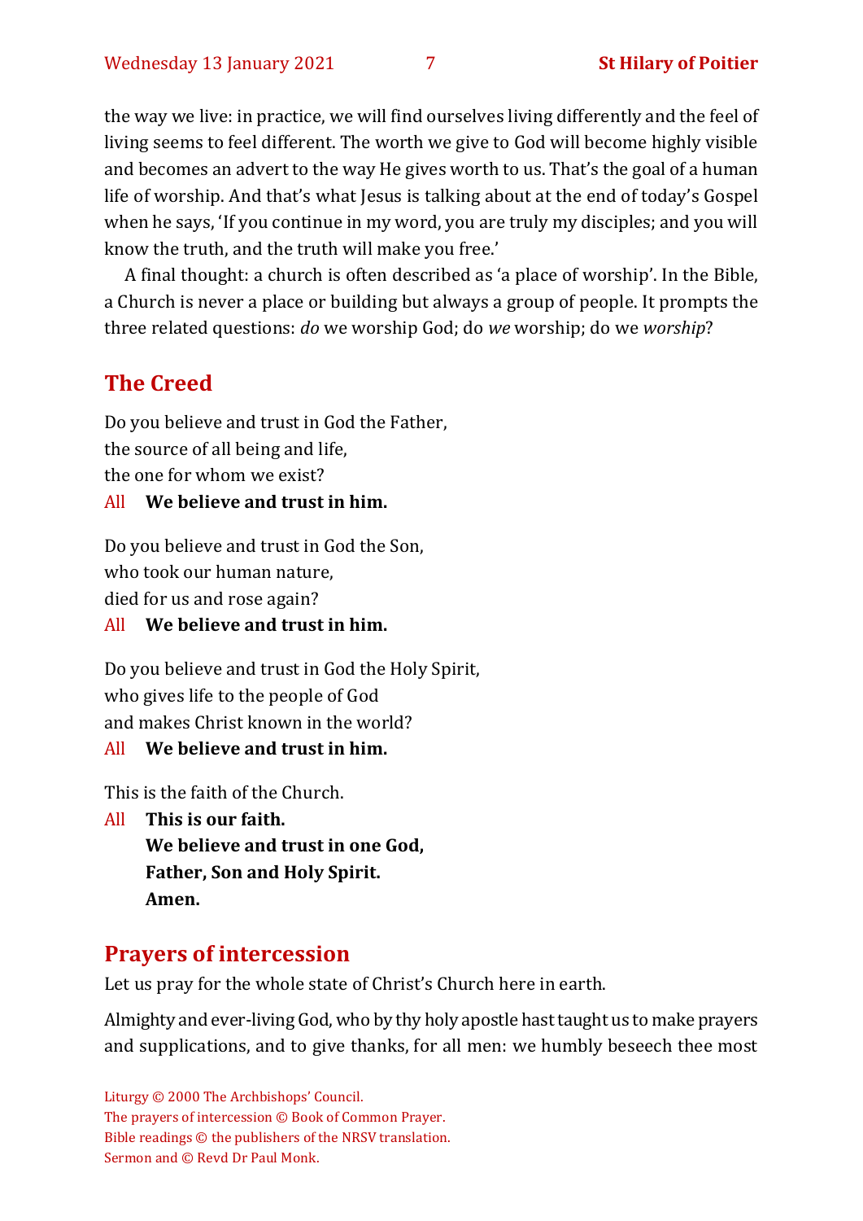the way we live: in practice, we will find ourselves living differently and the feel of living seems to feel different. The worth we give to God will become highly visible and becomes an advert to the way He gives worth to us. That's the goal of a human life of worship. And that's what Jesus is talking about at the end of today's Gospel when he says, 'If you continue in my word, you are truly my disciples; and you will know the truth, and the truth will make you free.'

A final thought: a church is often described as 'a place of worship'. In the Bible, a Church is never a place or building but always a group of people. It prompts the three related questions: *do* we worship God; do *we* worship; do we *worship*?

## The Creed

Do you believe and trust in God the Father,
the source of all being and life,
the one for whom we exist?

All **We believe and trust in him.**

Do you believe and trust in God the Son,
who took our human nature,
died for us and rose again?

All **We believe and trust in him.**

Do you believe and trust in God the Holy Spirit,
who gives life to the people of God
and makes Christ known in the world?

All **We believe and trust in him.**

This is the faith of the Church.

All **This is our faith.**
**We believe and trust in one God,**
**Father, Son and Holy Spirit.**
**Amen.**

## Prayers of intercession

Let us pray for the whole state of Christ's Church here in earth.

Almighty and ever-living God, who by thy holy apostle hast taught us to make prayers and supplications, and to give thanks, for all men: we humbly beseech thee most

Liturgy © 2000 The Archbishops' Council.
The prayers of intercession © Book of Common Prayer.
Bible readings © the publishers of the NRSV translation.
Sermon and © Revd Dr Paul Monk.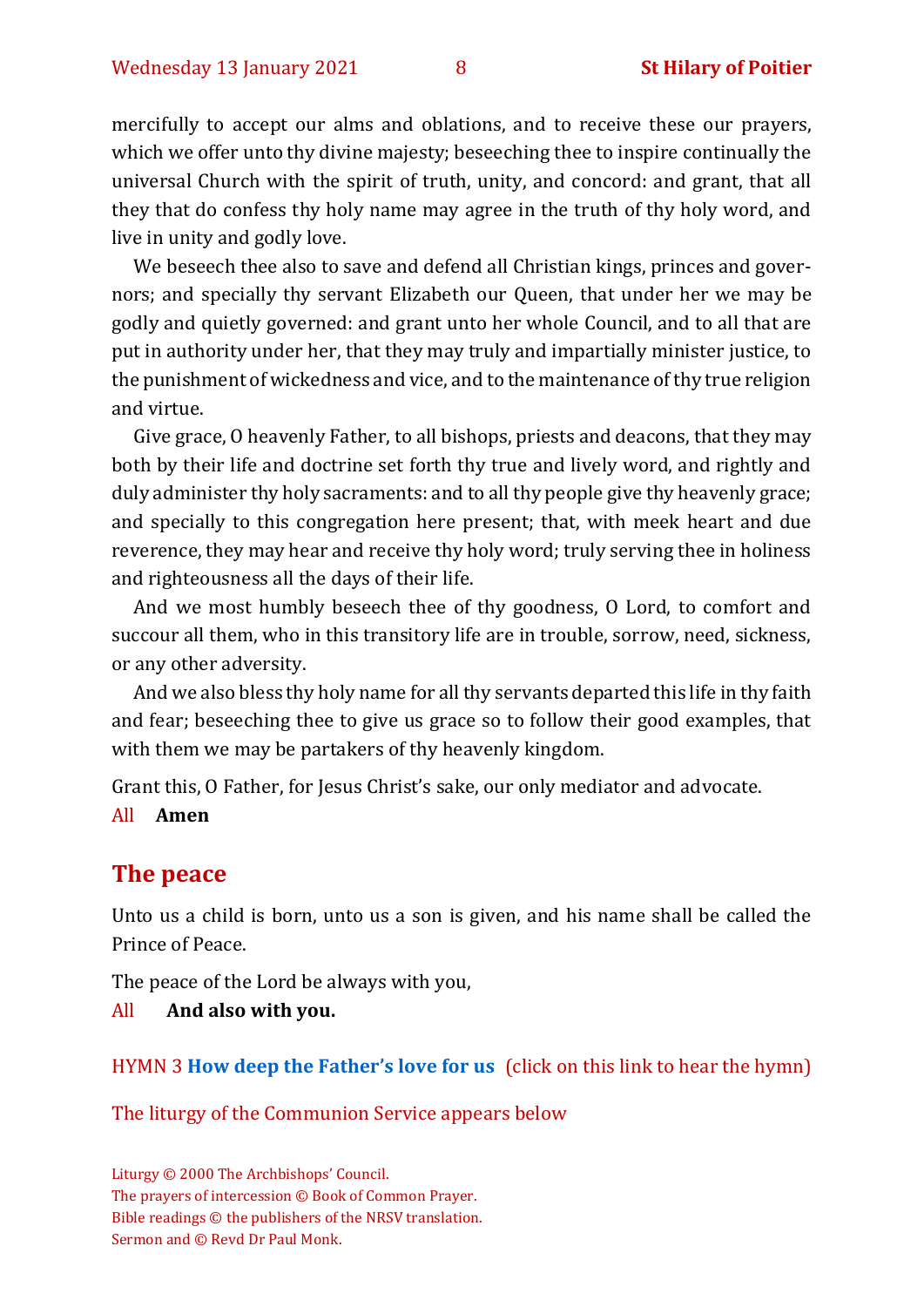mercifully to accept our alms and oblations, and to receive these our prayers, which we offer unto thy divine majesty; beseeching thee to inspire continually the universal Church with the spirit of truth, unity, and concord: and grant, that all they that do confess thy holy name may agree in the truth of thy holy word, and live in unity and godly love.

We beseech thee also to save and defend all Christian kings, princes and governors; and specially thy servant Elizabeth our Queen, that under her we may be godly and quietly governed: and grant unto her whole Council, and to all that are put in authority under her, that they may truly and impartially minister justice, to the punishment of wickedness and vice, and to the maintenance of thy true religion and virtue.

Give grace, O heavenly Father, to all bishops, priests and deacons, that they may both by their life and doctrine set forth thy true and lively word, and rightly and duly administer thy holy sacraments: and to all thy people give thy heavenly grace; and specially to this congregation here present; that, with meek heart and due reverence, they may hear and receive thy holy word; truly serving thee in holiness and righteousness all the days of their life.

And we most humbly beseech thee of thy goodness, O Lord, to comfort and succour all them, who in this transitory life are in trouble, sorrow, need, sickness, or any other adversity.

And we also bless thy holy name for all thy servants departed this life in thy faith and fear; beseeching thee to give us grace so to follow their good examples, that with them we may be partakers of thy heavenly kingdom.

Grant this, O Father, for Jesus Christ's sake, our only mediator and advocate.

All **Amen**

## The peace

Unto us a child is born, unto us a son is given, and his name shall be called the Prince of Peace.

The peace of the Lord be always with you,

All **And also with you.**

HYMN 3 **How deep the Father's love for us** (click on this link to hear the hymn)

The liturgy of the Communion Service appears below

Liturgy © 2000 The Archbishops' Council.
The prayers of intercession © Book of Common Prayer.
Bible readings © the publishers of the NRSV translation.
Sermon and © Revd Dr Paul Monk.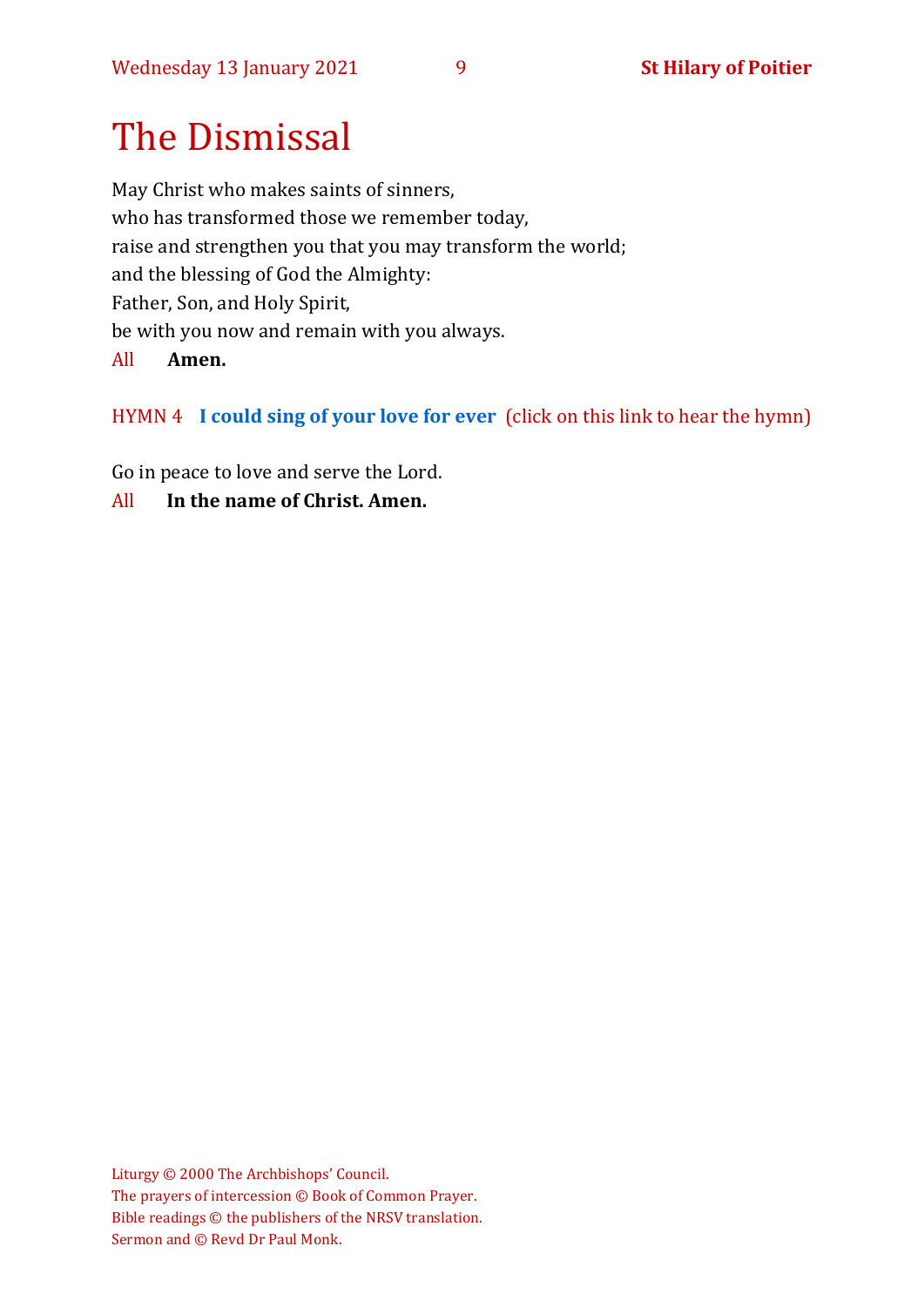# The Dismissal

May Christ who makes saints of sinners,
who has transformed those we remember today,
raise and strengthen you that you may transform the world;
and the blessing of God the Almighty:
Father, Son, and Holy Spirit,
be with you now and remain with you always.

All **Amen.**

HYMN 4 **I could sing of your love for ever** (click on this link to hear the hymn)

Go in peace to love and serve the Lord.

All **In the name of Christ. Amen.**

Liturgy © 2000 The Archbishops' Council.
The prayers of intercession © Book of Common Prayer.
Bible readings © the publishers of the NRSV translation.
Sermon and © Revd Dr Paul Monk.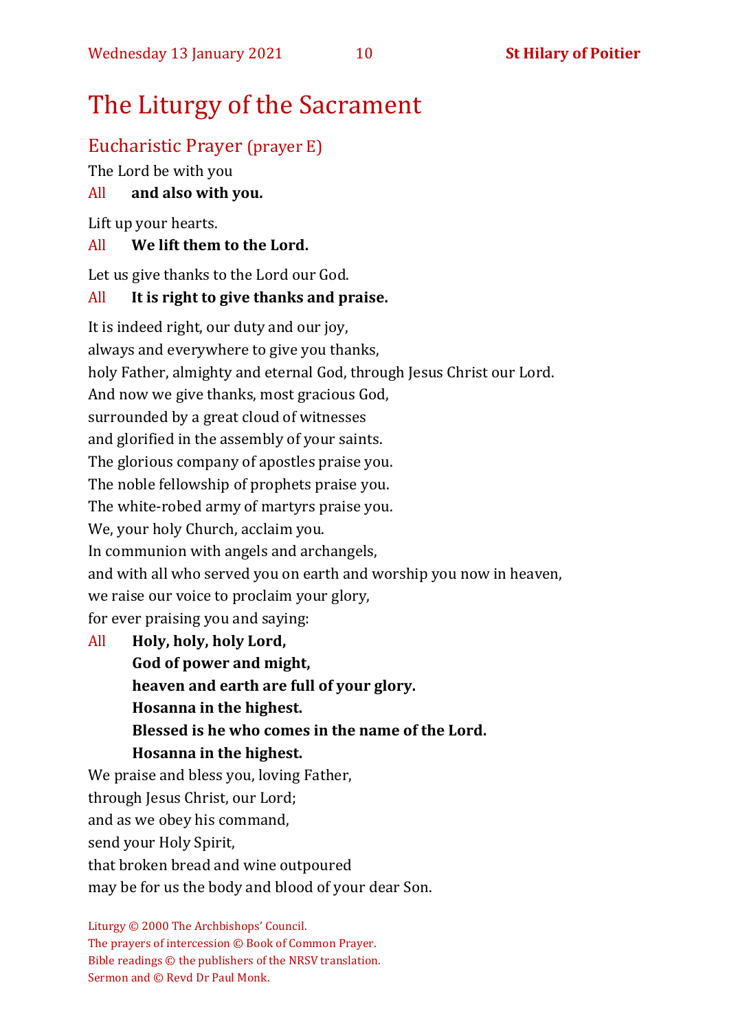# The Liturgy of the Sacrament

## Eucharistic Prayer (prayer E)

The Lord be with you

All **and also with you.**

Lift up your hearts.

All **We lift them to the Lord.**

Let us give thanks to the Lord our God.

All **It is right to give thanks and praise.**

It is indeed right, our duty and our joy,
always and everywhere to give you thanks,
holy Father, almighty and eternal God, through Jesus Christ our Lord.
And now we give thanks, most gracious God,
surrounded by a great cloud of witnesses
and glorified in the assembly of your saints.
The glorious company of apostles praise you.
The noble fellowship of prophets praise you.
The white-robed army of martyrs praise you.
We, your holy Church, acclaim you.
In communion with angels and archangels,
and with all who served you on earth and worship you now in heaven,
we raise our voice to proclaim your glory,
for ever praising you and saying:

All **Holy, holy, holy Lord,**
**God of power and might,**
**heaven and earth are full of your glory.**
**Hosanna in the highest.**
**Blessed is he who comes in the name of the Lord.**
**Hosanna in the highest.**

We praise and bless you, loving Father,
through Jesus Christ, our Lord;
and as we obey his command,
send your Holy Spirit,
that broken bread and wine outpoured
may be for us the body and blood of your dear Son.

Liturgy © 2000 The Archbishops' Council.
The prayers of intercession © Book of Common Prayer.
Bible readings © the publishers of the NRSV translation.
Sermon and © Revd Dr Paul Monk.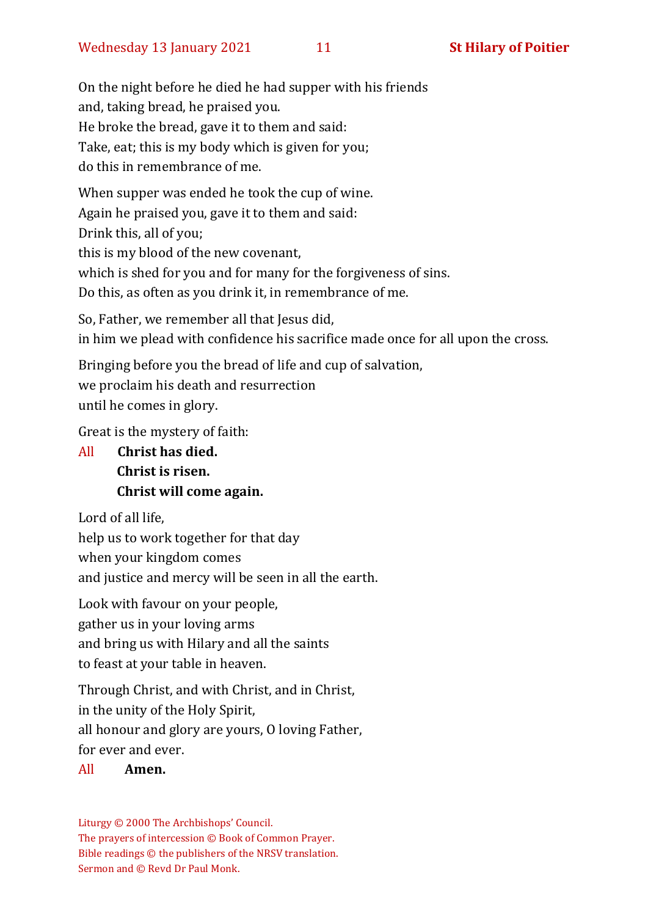On the night before he died he had supper with his friends  
and, taking bread, he praised you.  
He broke the bread, gave it to them and said:  
Take, eat; this is my body which is given for you;  
do this in remembrance of me.

When supper was ended he took the cup of wine.  
Again he praised you, gave it to them and said:  
Drink this, all of you;  
this is my blood of the new covenant,  
which is shed for you and for many for the forgiveness of sins.  
Do this, as often as you drink it, in remembrance of me.

So, Father, we remember all that Jesus did,  
in him we plead with confidence his sacrifice made once for all upon the cross.

Bringing before you the bread of life and cup of salvation,  
we proclaim his death and resurrection  
until he comes in glory.

Great is the mystery of faith:

All **Christ has died.**  
**Christ is risen.**  
**Christ will come again.**

Lord of all life,  
help us to work together for that day  
when your kingdom comes  
and justice and mercy will be seen in all the earth.

Look with favour on your people,  
gather us in your loving arms  
and bring us with Hilary and all the saints  
to feast at your table in heaven.

Through Christ, and with Christ, and in Christ,  
in the unity of the Holy Spirit,  
all honour and glory are yours, O loving Father,  
for ever and ever.

All **Amen.**

Liturgy © 2000 The Archbishops' Council.  
The prayers of intercession © Book of Common Prayer.  
Bible readings © the publishers of the NRSV translation.  
Sermon and © Revd Dr Paul Monk.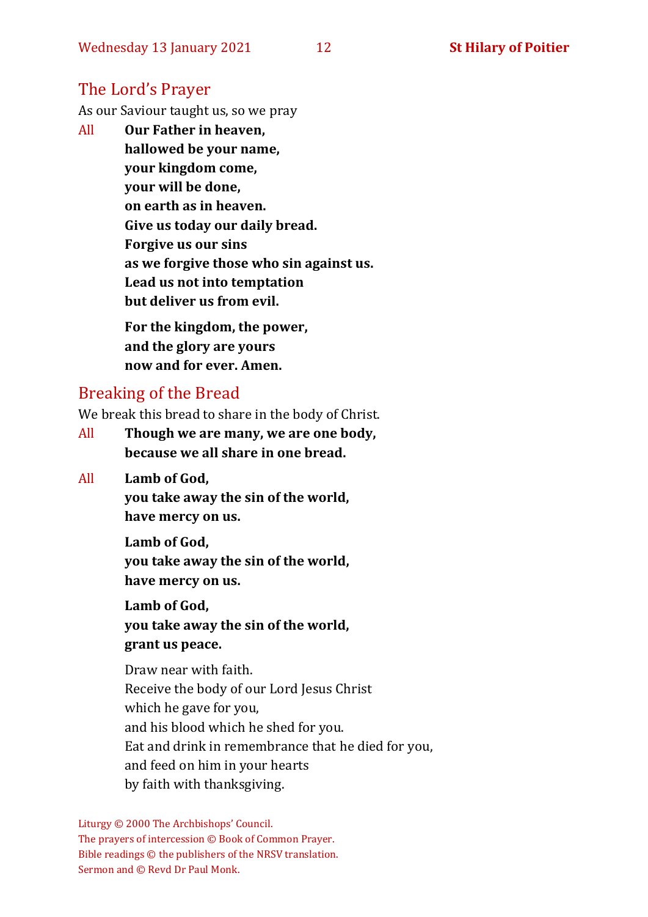## The Lord's Prayer

As our Saviour taught us, so we pray

All **Our Father in heaven,**
**hallowed be your name,**
**your kingdom come,**
**your will be done,**
**on earth as in heaven.**
**Give us today our daily bread.**
**Forgive us our sins**
**as we forgive those who sin against us.**
**Lead us not into temptation**
**but deliver us from evil.**

**For the kingdom, the power,**
**and the glory are yours**
**now and for ever. Amen.**

## Breaking of the Bread

We break this bread to share in the body of Christ.

All **Though we are many, we are one body,**
**because we all share in one bread.**

All **Lamb of God,**
**you take away the sin of the world,**
**have mercy on us.**

**Lamb of God,**
**you take away the sin of the world,**
**have mercy on us.**

**Lamb of God,**
**you take away the sin of the world,**
**grant us peace.**

Draw near with faith.
Receive the body of our Lord Jesus Christ
which he gave for you,
and his blood which he shed for you.
Eat and drink in remembrance that he died for you,
and feed on him in your hearts
by faith with thanksgiving.

Liturgy © 2000 The Archbishops' Council.
The prayers of intercession © Book of Common Prayer.
Bible readings © the publishers of the NRSV translation.
Sermon and © Revd Dr Paul Monk.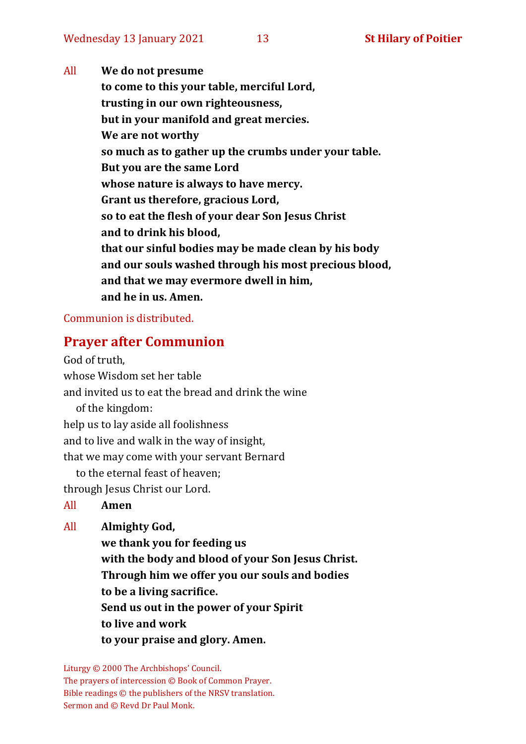All **We do not presume**
**to come to this your table, merciful Lord,**
**trusting in our own righteousness,**
**but in your manifold and great mercies.**
**We are not worthy**
**so much as to gather up the crumbs under your table.**
**But you are the same Lord**
**whose nature is always to have mercy.**
**Grant us therefore, gracious Lord,**
**so to eat the flesh of your dear Son Jesus Christ**
**and to drink his blood,**
**that our sinful bodies may be made clean by his body**
**and our souls washed through his most precious blood,**
**and that we may evermore dwell in him,**
**and he in us. Amen.**

Communion is distributed.

## Prayer after Communion

God of truth,
whose Wisdom set her table
and invited us to eat the bread and drink the wine
of the kingdom:
help us to lay aside all foolishness
and to live and walk in the way of insight,
that we may come with your servant Bernard
to the eternal feast of heaven;
through Jesus Christ our Lord.

All **Amen**

All **Almighty God,**
**we thank you for feeding us**
**with the body and blood of your Son Jesus Christ.**
**Through him we offer you our souls and bodies**
**to be a living sacrifice.**
**Send us out in the power of your Spirit**
**to live and work**
**to your praise and glory. Amen.**

Liturgy © 2000 The Archbishops' Council.
The prayers of intercession © Book of Common Prayer.
Bible readings © the publishers of the NRSV translation.
Sermon and © Revd Dr Paul Monk.